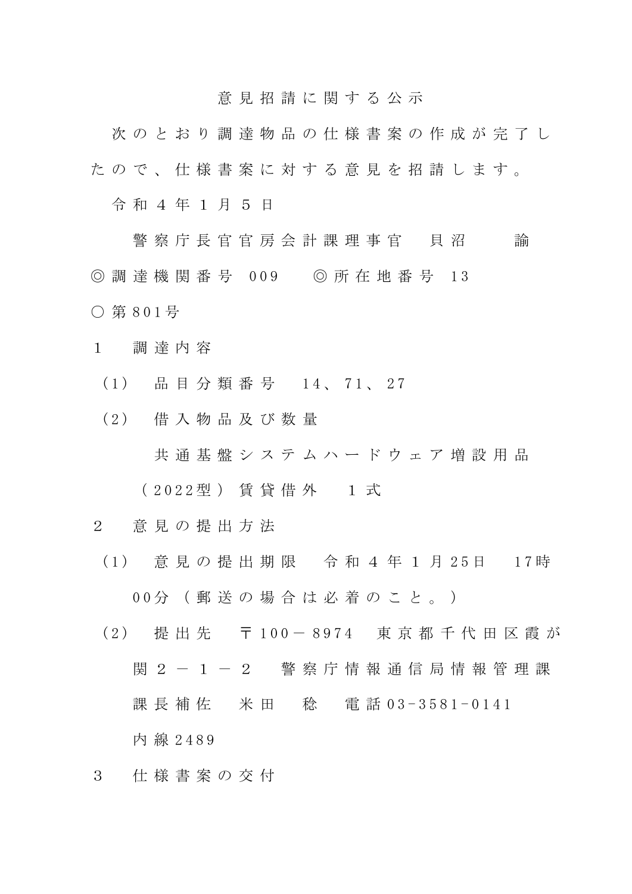# 意見招請に関する公示

次のとおり調達物品の仕様書案の作成が完了したので、仕様書案に対する意見を招請します。

令和４年１月５日

警察庁長官官房会計課理事官　貝沼　　諭

◎調達機関番号 009　◎所在地番号 13

○第801号

１　調達内容

（1）　品目分類番号　14、71、27

（2）　借入物品及び数量

共通基盤システムハードウェア増設用品（2022型）賃貸借外　１式

２　意見の提出方法

（1）　意見の提出期限　令和４年１月25日　17時00分（郵送の場合は必着のこと。）

（2）　提出先　〒100－8974　東京都千代田区霞が関２－１－２　警察庁情報通信局情報管理課課長補佐　米田　稔　電話03-3581-0141　内線2489

３　仕様書案の交付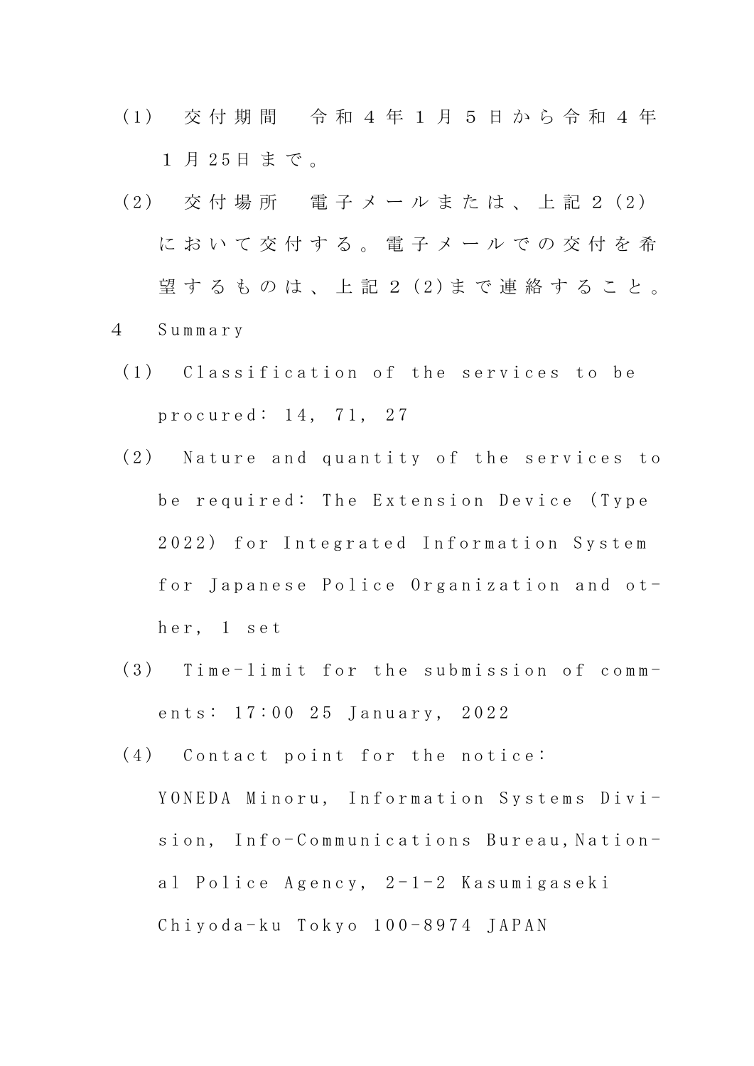(1)　交付期間　令和４年１月５日から令和４年１月25日まで。

(2)　交付場所　電子メールまたは、上記２(2)において交付する。電子メールでの交付を希望するものは、上記２(2)まで連絡すること。

4　Summary

(1)　Classification of the services to be procured: 14, 71, 27

(2)　Nature and quantity of the services to be required: The Extension Device (Type 2022) for Integrated Information System for Japanese Police Organization and other, 1 set

(3)　Time-limit for the submission of comments: 17:00 25 January, 2022

(4)　Contact point for the notice: YONEDA Minoru, Information Systems Division, Info-Communications Bureau, National Police Agency, 2-1-2 Kasumigaseki Chiyoda-ku Tokyo 100-8974 JAPAN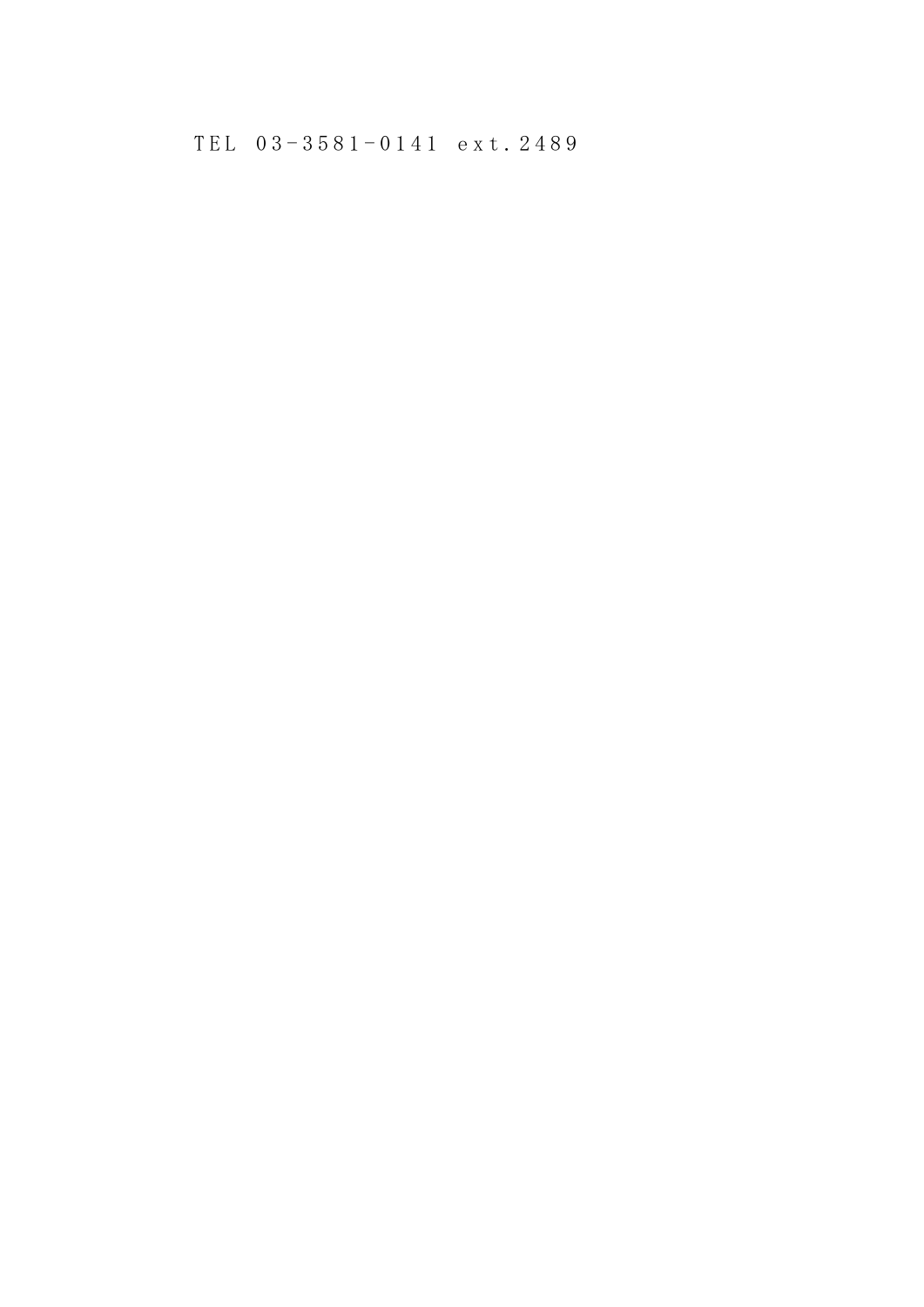TEL 03-3581-0141 ext.2489